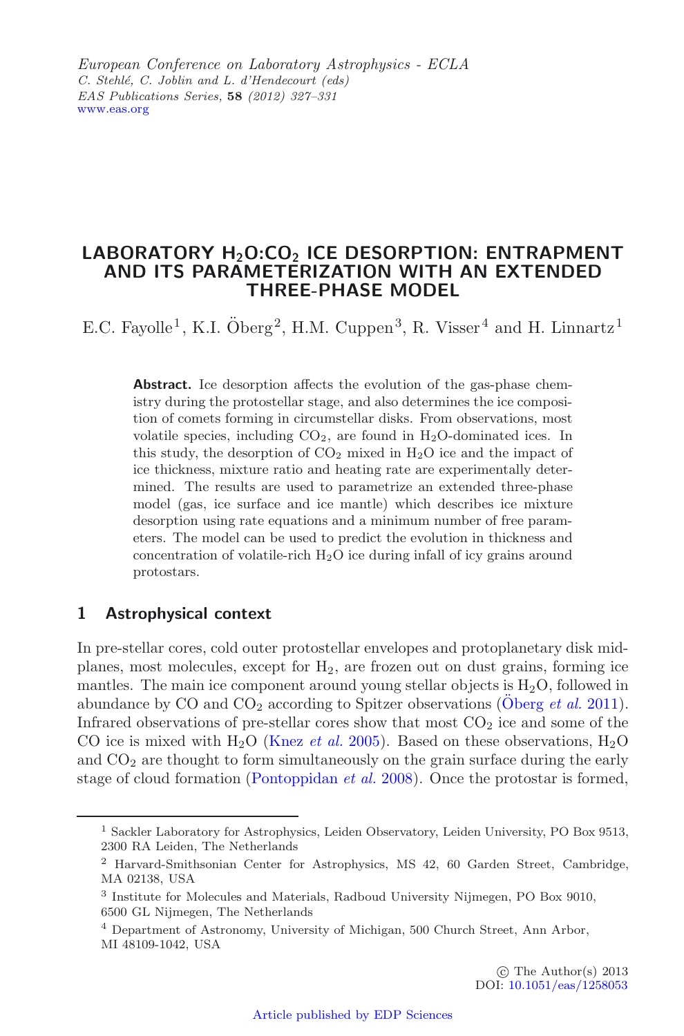# LABORATORY $H_2O$:$CO_2$ ICE DESORPTION: ENTRAPMENT AND ITS PARAMETERIZATION WITH AN EXTENDED THREE-PHASE MODEL

E.C. Fayolle[1], K.I. Öberg[2], H.M. Cuppen[3], R. Visser[4] and H. Linnartz[1]

**Abstract.** Ice desorption affects the evolution of the gas-phase chemistry during the protostellar stage, and also determines the ice composition of comets forming in circumstellar disks. From observations, most volatile species, including $CO_2$, are found in $H_2O$-dominated ices. In this study, the desorption of $CO_2$ mixed in $H_2O$ ice and the impact of ice thickness, mixture ratio and heating rate are experimentally determined. The results are used to parametrize an extended three-phase model (gas, ice surface and ice mantle) which describes ice mixture desorption using rate equations and a minimum number of free parameters. The model can be used to predict the evolution in thickness and concentration of volatile-rich $H_2O$ ice during infall of icy grains around protostars.

## 1 Astrophysical context

In pre-stellar cores, cold outer protostellar envelopes and protoplanetary disk midplanes, most molecules, except for $H_2$, are frozen out on dust grains, forming ice mantles. The main ice component around young stellar objects is $H_2O$, followed in abundance by CO and $CO_2$ according to Spitzer observations (Öberg *et al.* 2011). Infrared observations of pre-stellar cores show that most $CO_2$ ice and some of the CO ice is mixed with $H_2O$ (Knez *et al.* 2005). Based on these observations, $H_2O$ and $CO_2$ are thought to form simultaneously on the grain surface during the early stage of cloud formation (Pontoppidan *et al.* 2008). Once the protostar is formed,

---

[1] Sackler Laboratory for Astrophysics, Leiden Observatory, Leiden University, PO Box 9513, 2300 RA Leiden, The Netherlands

[2] Harvard-Smithsonian Center for Astrophysics, MS 42, 60 Garden Street, Cambridge, MA 02138, USA

[3] Institute for Molecules and Materials, Radboud University Nijmegen, PO Box 9010, 6500 GL Nijmegen, The Netherlands

[4] Department of Astronomy, University of Michigan, 500 Church Street, Ann Arbor, MI 48109-1042, USA

© The Author(s) 2013
DOI: 10.1051/eas/1258053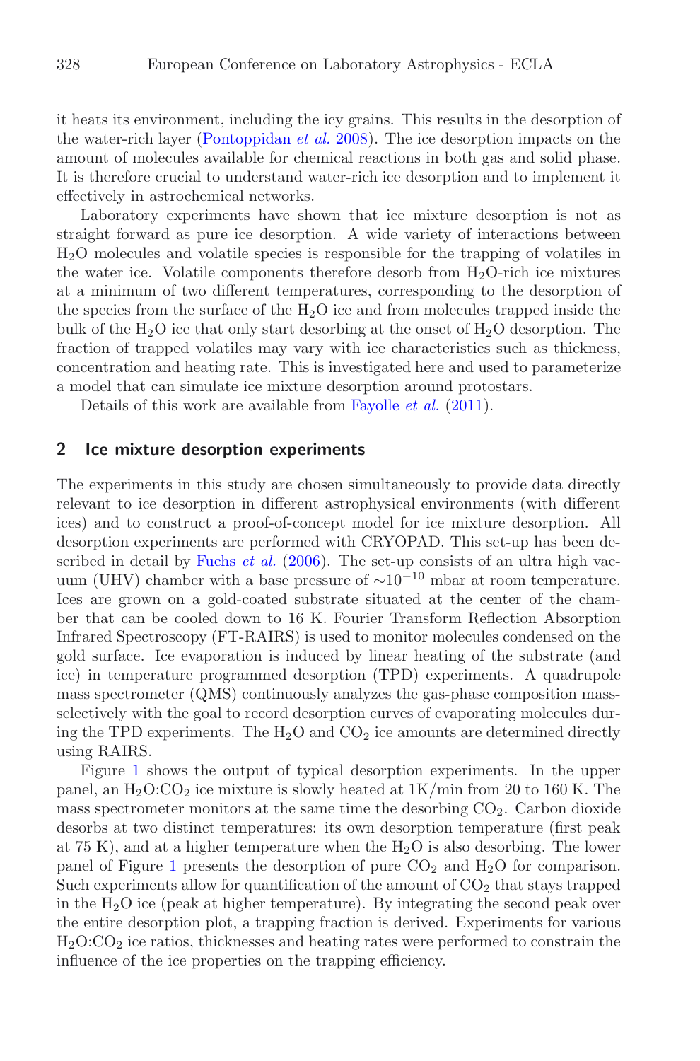it heats its environment, including the icy grains. This results in the desorption of the water-rich layer (Pontoppidan *et al.* 2008). The ice desorption impacts on the amount of molecules available for chemical reactions in both gas and solid phase. It is therefore crucial to understand water-rich ice desorption and to implement it effectively in astrochemical networks.

Laboratory experiments have shown that ice mixture desorption is not as straight forward as pure ice desorption. A wide variety of interactions between $H_2O$ molecules and volatile species is responsible for the trapping of volatiles in the water ice. Volatile components therefore desorb from $H_2O$-rich ice mixtures at a minimum of two different temperatures, corresponding to the desorption of the species from the surface of the $H_2O$ ice and from molecules trapped inside the bulk of the $H_2O$ ice that only start desorbing at the onset of $H_2O$ desorption. The fraction of trapped volatiles may vary with ice characteristics such as thickness, concentration and heating rate. This is investigated here and used to parameterize a model that can simulate ice mixture desorption around protostars.

Details of this work are available from Fayolle *et al.* (2011).

## 2 Ice mixture desorption experiments

The experiments in this study are chosen simultaneously to provide data directly relevant to ice desorption in different astrophysical environments (with different ices) and to construct a proof-of-concept model for ice mixture desorption. All desorption experiments are performed with CRYOPAD. This set-up has been described in detail by Fuchs *et al.* (2006). The set-up consists of an ultra high vacuum (UHV) chamber with a base pressure of $\sim 10^{-10}$ mbar at room temperature. Ices are grown on a gold-coated substrate situated at the center of the chamber that can be cooled down to 16 K. Fourier Transform Reflection Absorption Infrared Spectroscopy (FT-RAIRS) is used to monitor molecules condensed on the gold surface. Ice evaporation is induced by linear heating of the substrate (and ice) in temperature programmed desorption (TPD) experiments. A quadrupole mass spectrometer (QMS) continuously analyzes the gas-phase composition mass-selectively with the goal to record desorption curves of evaporating molecules during the TPD experiments. The $H_2O$ and $CO_2$ ice amounts are determined directly using RAIRS.

Figure 1 shows the output of typical desorption experiments. In the upper panel, an $H_2O$:$CO_2$ ice mixture is slowly heated at 1K/min from 20 to 160 K. The mass spectrometer monitors at the same time the desorbing $CO_2$. Carbon dioxide desorbs at two distinct temperatures: its own desorption temperature (first peak at 75 K), and at a higher temperature when the $H_2O$ is also desorbing. The lower panel of Figure 1 presents the desorption of pure $CO_2$ and $H_2O$ for comparison. Such experiments allow for quantification of the amount of $CO_2$ that stays trapped in the $H_2O$ ice (peak at higher temperature). By integrating the second peak over the entire desorption plot, a trapping fraction is derived. Experiments for various $H_2O$:$CO_2$ ice ratios, thicknesses and heating rates were performed to constrain the influence of the ice properties on the trapping efficiency.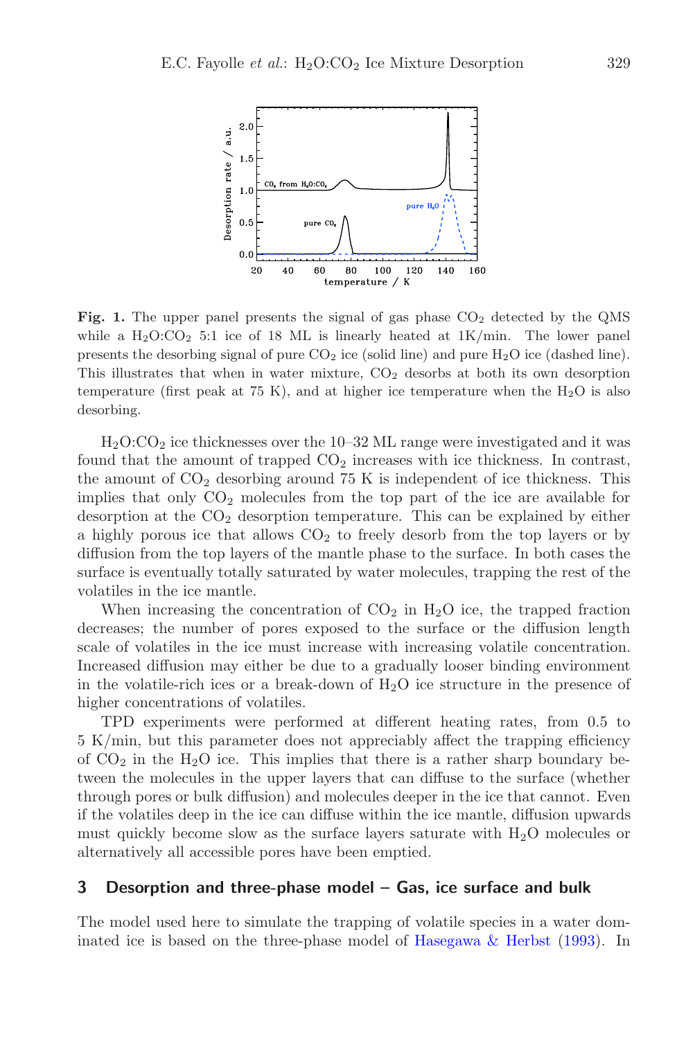**Fig. 1.** The upper panel presents the signal of gas phase $CO_2$ detected by the QMS while a $H_2O$:$CO_2$ 5:1 ice of 18 ML is linearly heated at 1K/min. The lower panel presents the desorbing signal of pure $CO_2$ ice (solid line) and pure $H_2O$ ice (dashed line). This illustrates that when in water mixture, $CO_2$ desorbs at both its own desorption temperature (first peak at 75 K), and at higher ice temperature when the $H_2O$ is also desorbing.

$H_2O$:$CO_2$ ice thicknesses over the 10–32 ML range were investigated and it was found that the amount of trapped $CO_2$ increases with ice thickness. In contrast, the amount of $CO_2$ desorbing around 75 K is independent of ice thickness. This implies that only $CO_2$ molecules from the top part of the ice are available for desorption at the $CO_2$ desorption temperature. This can be explained by either a highly porous ice that allows $CO_2$ to freely desorb from the top layers or by diffusion from the top layers of the mantle phase to the surface. In both cases the surface is eventually totally saturated by water molecules, trapping the rest of the volatiles in the ice mantle.

When increasing the concentration of $CO_2$ in $H_2O$ ice, the trapped fraction decreases; the number of pores exposed to the surface or the diffusion length scale of volatiles in the ice must increase with increasing volatile concentration. Increased diffusion may either be due to a gradually looser binding environment in the volatile-rich ices or a break-down of $H_2O$ ice structure in the presence of higher concentrations of volatiles.

TPD experiments were performed at different heating rates, from 0.5 to 5 K/min, but this parameter does not appreciably affect the trapping efficiency of $CO_2$ in the $H_2O$ ice. This implies that there is a rather sharp boundary between the molecules in the upper layers that can diffuse to the surface (whether through pores or bulk diffusion) and molecules deeper in the ice that cannot. Even if the volatiles deep in the ice can diffuse within the ice mantle, diffusion upwards must quickly become slow as the surface layers saturate with $H_2O$ molecules or alternatively all accessible pores have been emptied.

## 3 Desorption and three-phase model – Gas, ice surface and bulk

The model used here to simulate the trapping of volatile species in a water dominated ice is based on the three-phase model of Hasegawa & Herbst (1993). In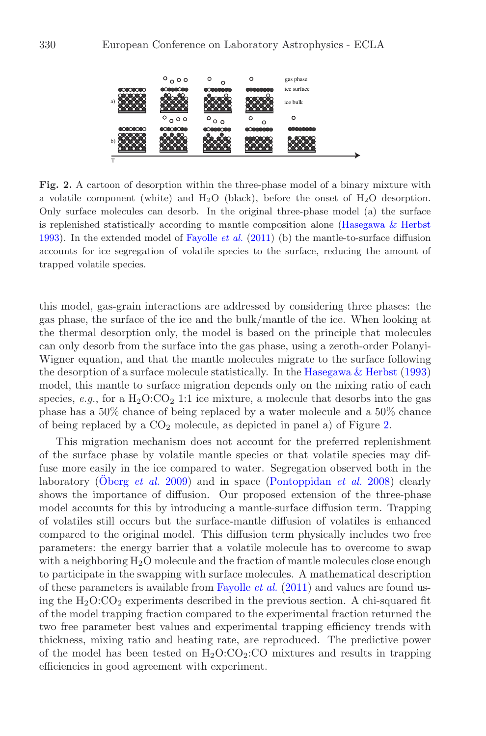**Fig. 2.** A cartoon of desorption within the three-phase model of a binary mixture with a volatile component (white) and $H_2O$ (black), before the onset of $H_2O$ desorption. Only surface molecules can desorb. In the original three-phase model (a) the surface is replenished statistically according to mantle composition alone (Hasegawa & Herbst 1993). In the extended model of Fayolle *et al.* (2011) (b) the mantle-to-surface diffusion accounts for ice segregation of volatile species to the surface, reducing the amount of trapped volatile species.

this model, gas-grain interactions are addressed by considering three phases: the gas phase, the surface of the ice and the bulk/mantle of the ice. When looking at the thermal desorption only, the model is based on the principle that molecules can only desorb from the surface into the gas phase, using a zeroth-order Polanyi-Wigner equation, and that the mantle molecules migrate to the surface following the desorption of a surface molecule statistically. In the Hasegawa & Herbst (1993) model, this mantle to surface migration depends only on the mixing ratio of each species, *e.g.*, for a $H_2O$:$CO_2$ 1:1 ice mixture, a molecule that desorbs into the gas phase has a 50% chance of being replaced by a water molecule and a 50% chance of being replaced by a $CO_2$ molecule, as depicted in panel a) of Figure 2.

This migration mechanism does not account for the preferred replenishment of the surface phase by volatile mantle species or that volatile species may diffuse more easily in the ice compared to water. Segregation observed both in the laboratory (Öberg *et al.* 2009) and in space (Pontoppidan *et al.* 2008) clearly shows the importance of diffusion. Our proposed extension of the three-phase model accounts for this by introducing a mantle-surface diffusion term. Trapping of volatiles still occurs but the surface-mantle diffusion of volatiles is enhanced compared to the original model. This diffusion term physically includes two free parameters: the energy barrier that a volatile molecule has to overcome to swap with a neighboring $H_2O$ molecule and the fraction of mantle molecules close enough to participate in the swapping with surface molecules. A mathematical description of these parameters is available from Fayolle *et al.* (2011) and values are found using the $H_2O$:$CO_2$ experiments described in the previous section. A chi-squared fit of the model trapping fraction compared to the experimental fraction returned the two free parameter best values and experimental trapping efficiency trends with thickness, mixing ratio and heating rate, are reproduced. The predictive power of the model has been tested on $H_2O$:$CO_2$:CO mixtures and results in trapping efficiencies in good agreement with experiment.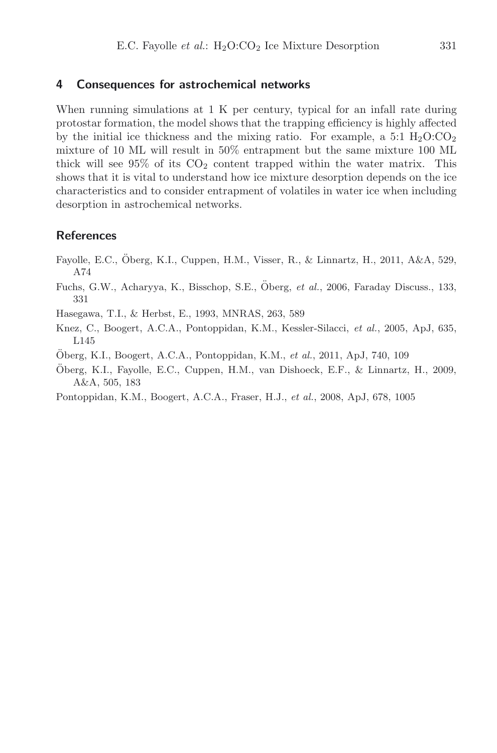## 4 Consequences for astrochemical networks

When running simulations at 1 K per century, typical for an infall rate during protostar formation, the model shows that the trapping efficiency is highly affected by the initial ice thickness and the mixing ratio. For example, a 5:1 $H_2O$:$CO_2$ mixture of 10 ML will result in 50% entrapment but the same mixture 100 ML thick will see 95% of its $CO_2$ content trapped within the water matrix. This shows that it is vital to understand how ice mixture desorption depends on the ice characteristics and to consider entrapment of volatiles in water ice when including desorption in astrochemical networks.

## References

Fayolle, E.C., Öberg, K.I., Cuppen, H.M., Visser, R., & Linnartz, H., 2011, A&A, 529, A74

Fuchs, G.W., Acharyya, K., Bisschop, S.E., Öberg, *et al.*, 2006, Faraday Discuss., 133, 331

Hasegawa, T.I., & Herbst, E., 1993, MNRAS, 263, 589

Knez, C., Boogert, A.C.A., Pontoppidan, K.M., Kessler-Silacci, *et al.*, 2005, ApJ, 635, L145

Öberg, K.I., Boogert, A.C.A., Pontoppidan, K.M., *et al.*, 2011, ApJ, 740, 109

Öberg, K.I., Fayolle, E.C., Cuppen, H.M., van Dishoeck, E.F., & Linnartz, H., 2009, A&A, 505, 183

Pontoppidan, K.M., Boogert, A.C.A., Fraser, H.J., *et al.*, 2008, ApJ, 678, 1005